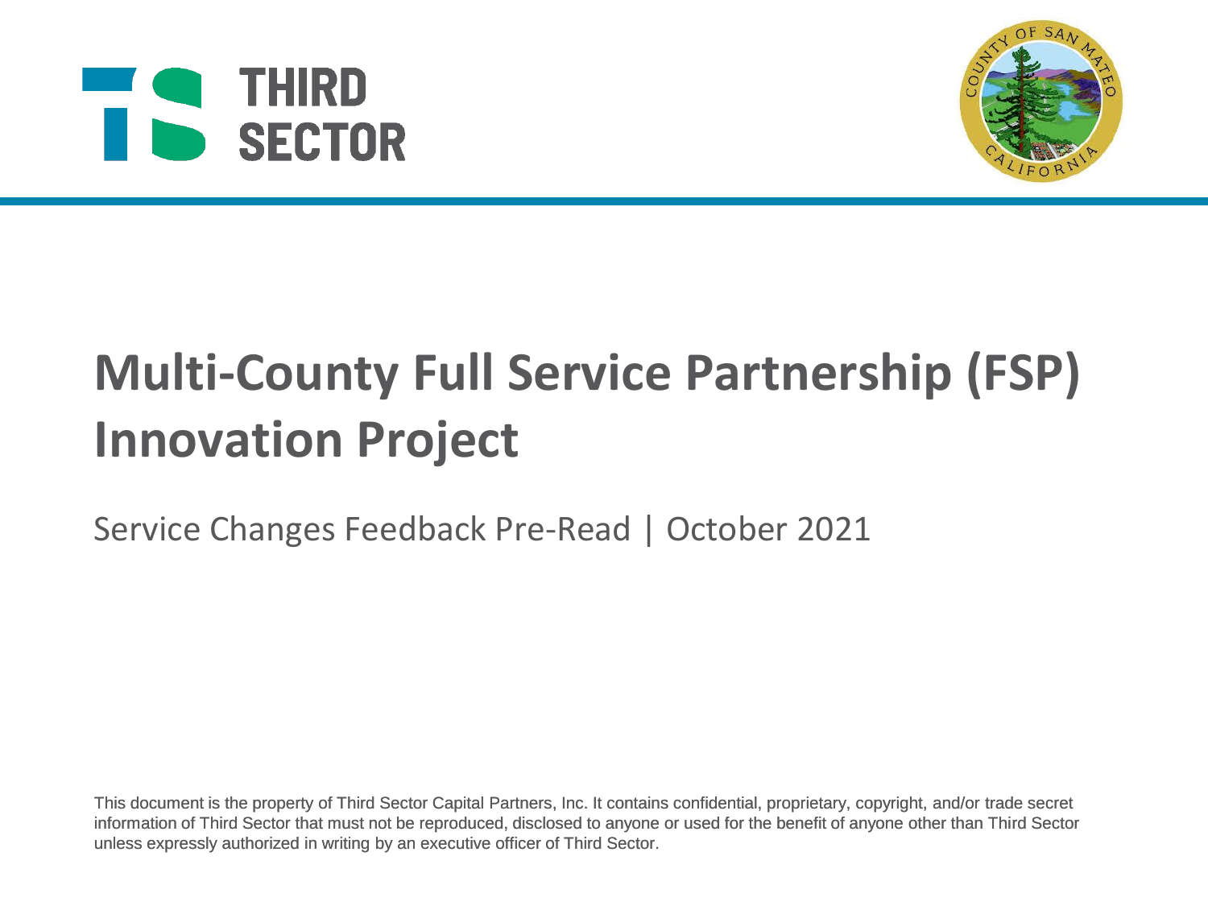THIRD SECTOR

# Multi-County Full Service Partnership (FSP) Innovation Project

Service Changes Feedback Pre-Read | October 2021

This document is the property of Third Sector Capital Partners, Inc. It contains confidential, proprietary, copyright, and/or trade secret information of Third Sector that must not be reproduced, disclosed to anyone or used for the benefit of anyone other than Third Sector unless expressly authorized in writing by an executive officer of Third Sector.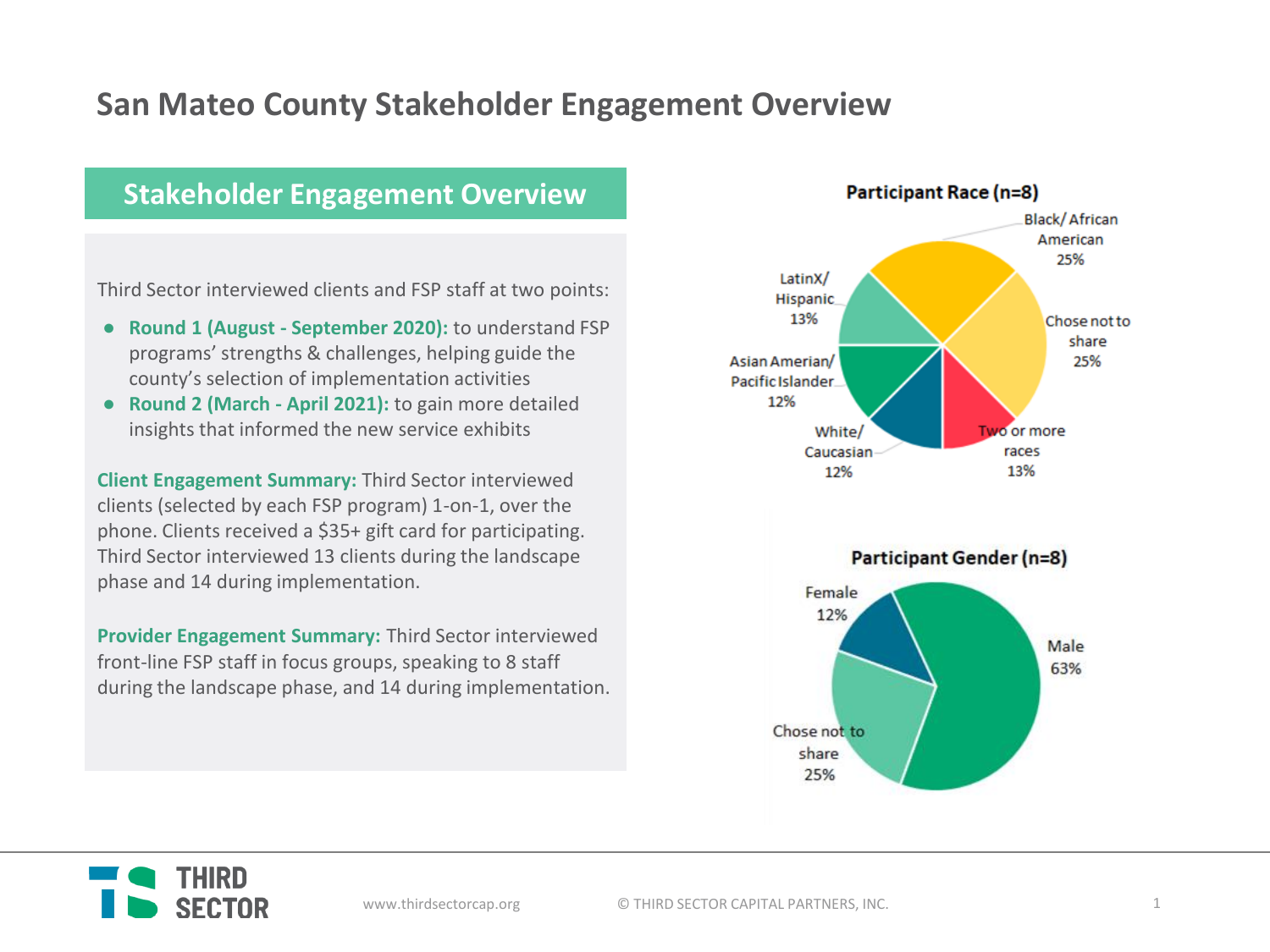# San Mateo County Stakeholder Engagement Overview

## Stakeholder Engagement Overview

Third Sector interviewed clients and FSP staff at two points:

- **Round 1 (August - September 2020):** to understand FSP programs' strengths & challenges, helping guide the county's selection of implementation activities
- **Round 2 (March - April 2021):** to gain more detailed insights that informed the new service exhibits

**Client Engagement Summary:** Third Sector interviewed clients (selected by each FSP program) 1-on-1, over the phone. Clients received a $35+ gift card for participating. Third Sector interviewed 13 clients during the landscape phase and 14 during implementation.

**Provider Engagement Summary:** Third Sector interviewed front-line FSP staff in focus groups, speaking to 8 staff during the landscape phase, and 14 during implementation.

**Participant Race (n=8)**

| Race | Percent |
| --- | --- |
| Black/ African American | 25% |
| Chose not to share | 25% |
| Two or more races | 13% |
| White/ Caucasian | 12% |
| Asian Amerian/ Pacific Islander | 12% |
| LatinX/ Hispanic | 13% |

**Participant Gender (n=8)**

| Gender | Percent |
| --- | --- |
| Male | 63% |
| Chose not to share | 25% |
| Female | 12% |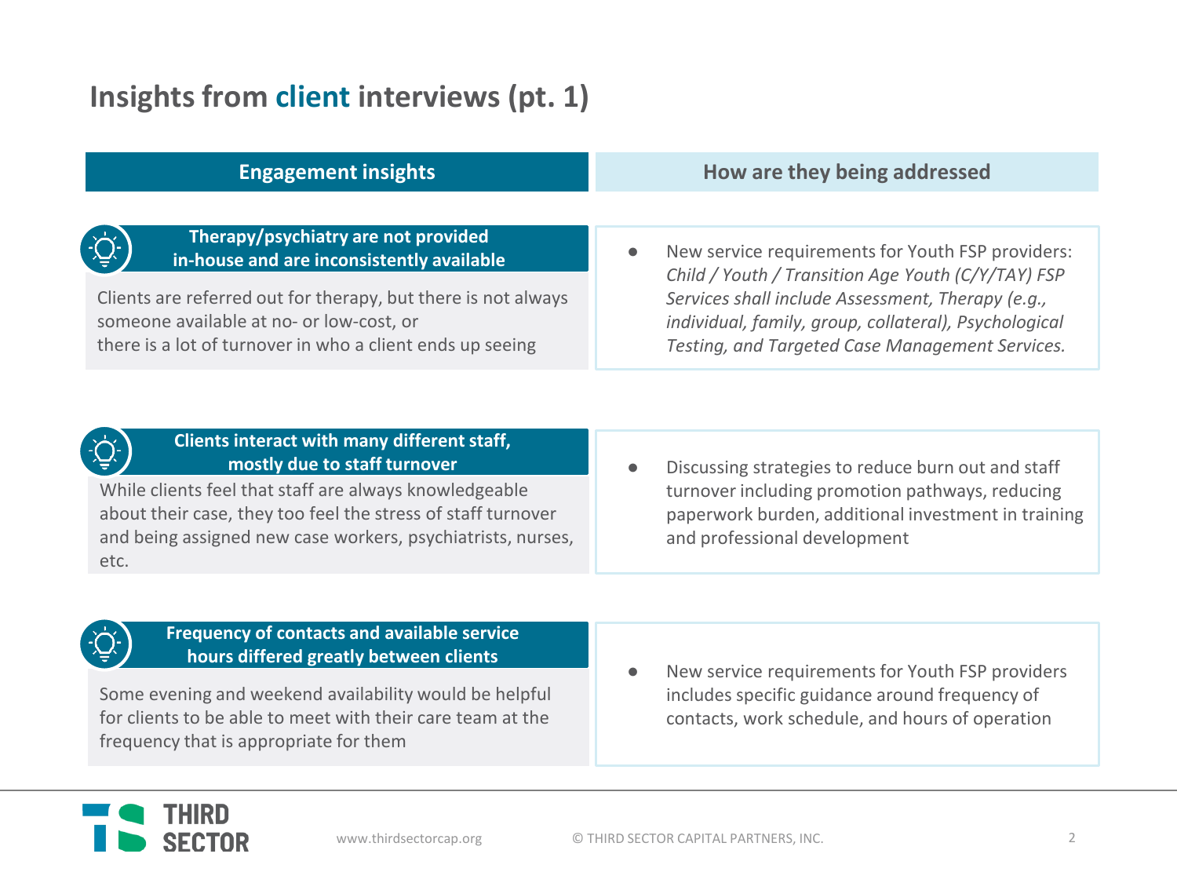# Insights from client interviews (pt. 1)

| Engagement insights | How are they being addressed |
| --- | --- |
| **Therapy/psychiatry are not provided in-house and are inconsistently available**<br>Clients are referred out for therapy, but there is not always someone available at no- or low-cost, or there is a lot of turnover in who a client ends up seeing | • New service requirements for Youth FSP providers: *Child / Youth / Transition Age Youth (C/Y/TAY) FSP Services shall include Assessment, Therapy (e.g., individual, family, group, collateral), Psychological Testing, and Targeted Case Management Services.* |
| **Clients interact with many different staff, mostly due to staff turnover**<br>While clients feel that staff are always knowledgeable about their case, they too feel the stress of staff turnover and being assigned new case workers, psychiatrists, nurses, etc. | • Discussing strategies to reduce burn out and staff turnover including promotion pathways, reducing paperwork burden, additional investment in training and professional development |
| **Frequency of contacts and available service hours differed greatly between clients**<br>Some evening and weekend availability would be helpful for clients to be able to meet with their care team at the frequency that is appropriate for them | • New service requirements for Youth FSP providers includes specific guidance around frequency of contacts, work schedule, and hours of operation |

www.thirdsectorcap.org © THIRD SECTOR CAPITAL PARTNERS, INC.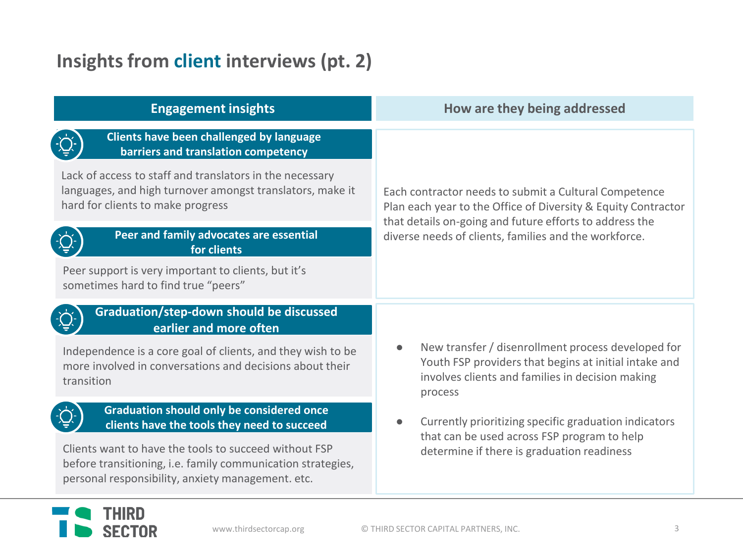# Insights from client interviews (pt. 2)

| Engagement insights | How are they being addressed |
|---|---|
| **Clients have been challenged by language barriers and translation competency**<br>Lack of access to staff and translators in the necessary languages, and high turnover amongst translators, make it hard for clients to make progress<br><br>**Peer and family advocates are essential for clients**<br>Peer support is very important to clients, but it's sometimes hard to find true "peers" | Each contractor needs to submit a Cultural Competence Plan each year to the Office of Diversity & Equity Contractor that details on-going and future efforts to address the diverse needs of clients, families and the workforce. |
| **Graduation/step-down should be discussed earlier and more often**<br>Independence is a core goal of clients, and they wish to be more involved in conversations and decisions about their transition<br><br>**Graduation should only be considered once clients have the tools they need to succeed**<br>Clients want to have the tools to succeed without FSP before transitioning, i.e. family communication strategies, personal responsibility, anxiety management. etc. | • New transfer / disenrollment process developed for Youth FSP providers that begins at initial intake and involves clients and families in decision making process<br>• Currently prioritizing specific graduation indicators that can be used across FSP program to help determine if there is graduation readiness |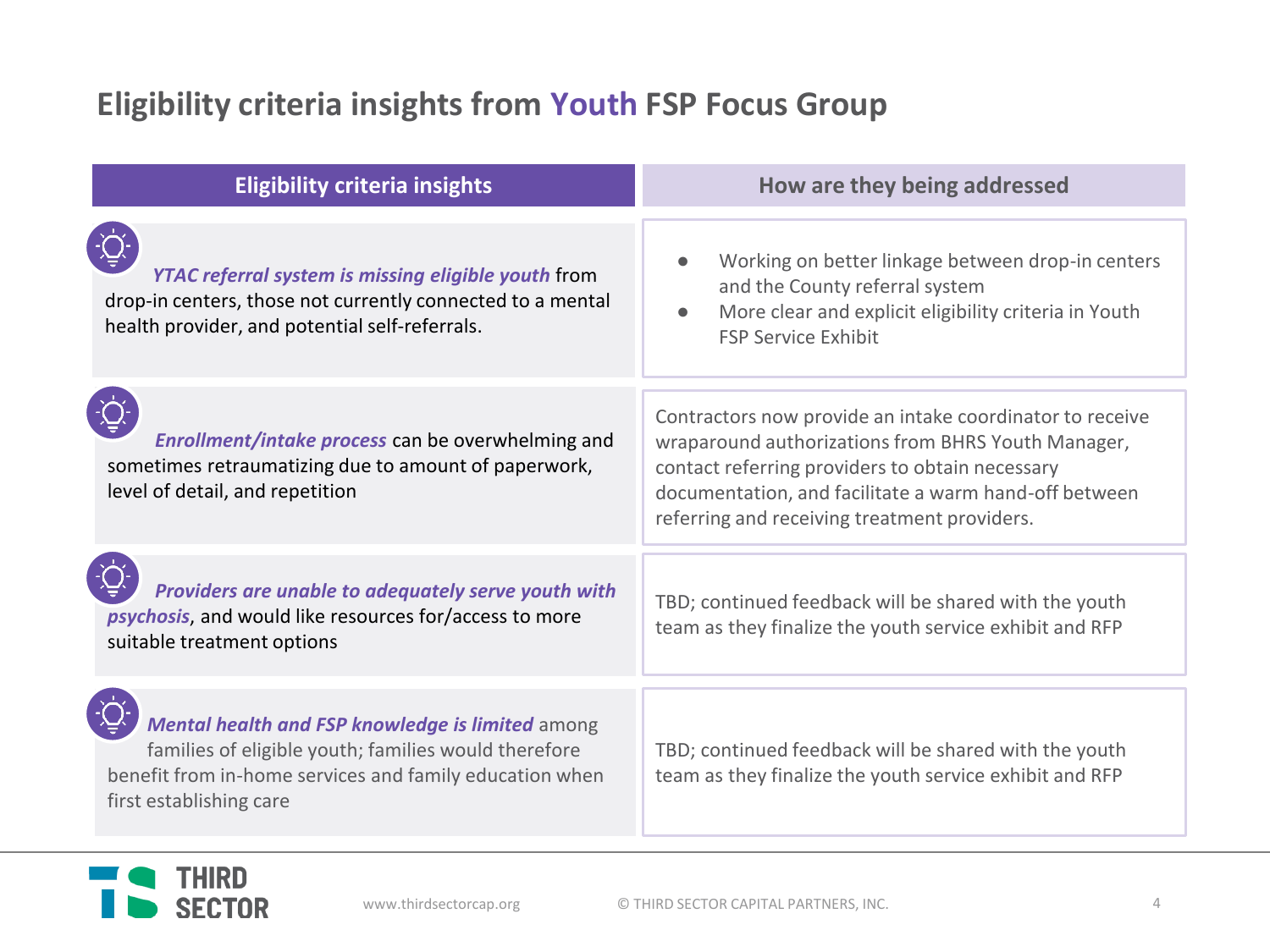# Eligibility criteria insights from Youth FSP Focus Group

| Eligibility criteria insights | How are they being addressed |
|---|---|
| ***YTAC referral system is missing eligible youth*** from drop-in centers, those not currently connected to a mental health provider, and potential self-referrals. | • Working on better linkage between drop-in centers and the County referral system<br>• More clear and explicit eligibility criteria in Youth FSP Service Exhibit |
| ***Enrollment/intake process*** can be overwhelming and sometimes retraumatizing due to amount of paperwork, level of detail, and repetition | Contractors now provide an intake coordinator to receive wraparound authorizations from BHRS Youth Manager, contact referring providers to obtain necessary documentation, and facilitate a warm hand-off between referring and receiving treatment providers. |
| ***Providers are unable to adequately serve youth with psychosis***, and would like resources for/access to more suitable treatment options | TBD; continued feedback will be shared with the youth team as they finalize the youth service exhibit and RFP |
| ***Mental health and FSP knowledge is limited*** among families of eligible youth; families would therefore benefit from in-home services and family education when first establishing care | TBD; continued feedback will be shared with the youth team as they finalize the youth service exhibit and RFP |

THIRD SECTOR

www.thirdsectorcap.org

© THIRD SECTOR CAPITAL PARTNERS, INC.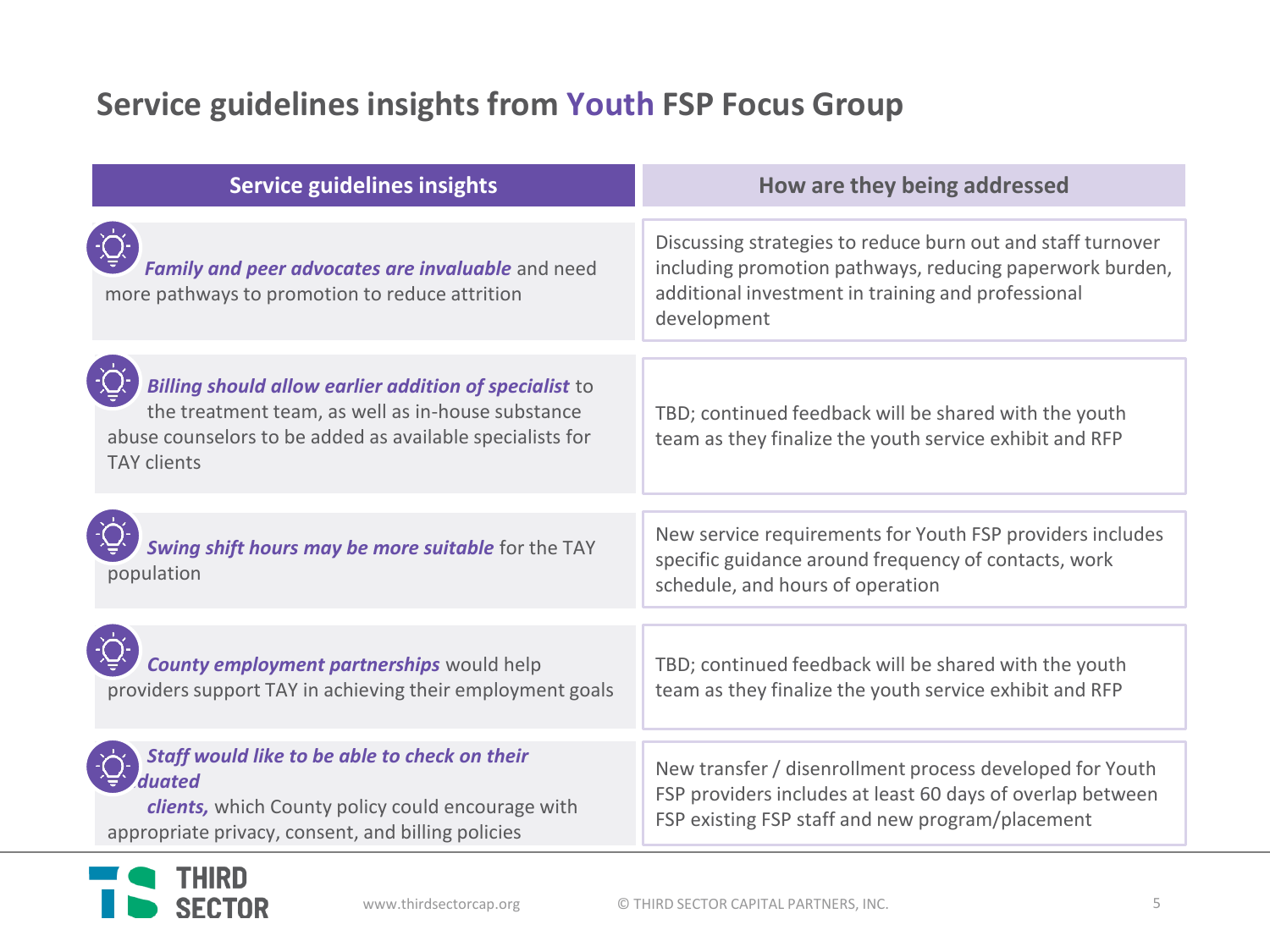## Service guidelines insights from Youth FSP Focus Group

| Service guidelines insights | How are they being addressed |
| --- | --- |
| ***Family and peer advocates are invaluable*** and need more pathways to promotion to reduce attrition | Discussing strategies to reduce burn out and staff turnover including promotion pathways, reducing paperwork burden, additional investment in training and professional development |
| ***Billing should allow earlier addition of specialist*** to the treatment team, as well as in-house substance abuse counselors to be added as available specialists for TAY clients | TBD; continued feedback will be shared with the youth team as they finalize the youth service exhibit and RFP |
| ***Swing shift hours may be more suitable*** for the TAY population | New service requirements for Youth FSP providers includes specific guidance around frequency of contacts, work schedule, and hours of operation |
| ***County employment partnerships*** would help providers support TAY in achieving their employment goals | TBD; continued feedback will be shared with the youth team as they finalize the youth service exhibit and RFP |
| ***Staff would like to be able to check on their duated clients,*** which County policy could encourage with appropriate privacy, consent, and billing policies | New transfer / disenrollment process developed for Youth FSP providers includes at least 60 days of overlap between FSP existing FSP staff and new program/placement |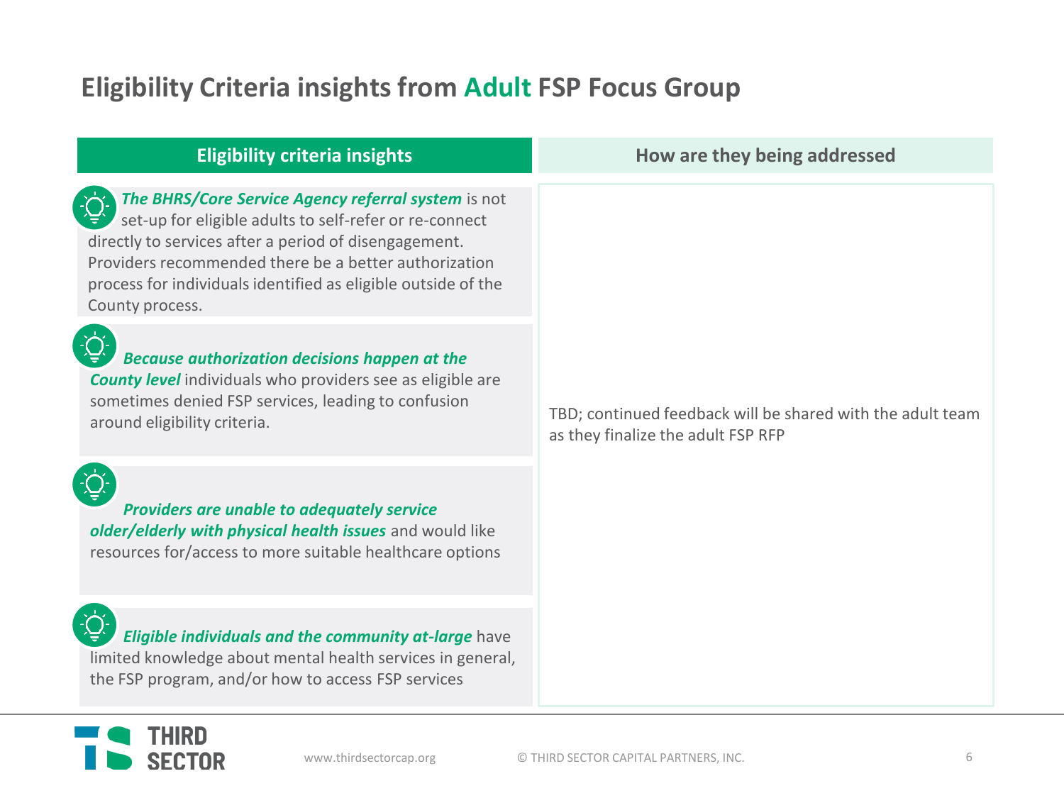# Eligibility Criteria insights from Adult FSP Focus Group

| Eligibility criteria insights | How are they being addressed |
| --- | --- |
| ***The BHRS/Core Service Agency referral system*** is not set-up for eligible adults to self-refer or re-connect directly to services after a period of disengagement. Providers recommended there be a better authorization process for individuals identified as eligible outside of the County process. | TBD; continued feedback will be shared with the adult team as they finalize the adult FSP RFP |
| ***Because authorization decisions happen at the County level*** individuals who providers see as eligible are sometimes denied FSP services, leading to confusion around eligibility criteria. | |
| ***Providers are unable to adequately service older/elderly with physical health issues*** and would like resources for/access to more suitable healthcare options | |
| ***Eligible individuals and the community at-large*** have limited knowledge about mental health services in general, the FSP program, and/or how to access FSP services | |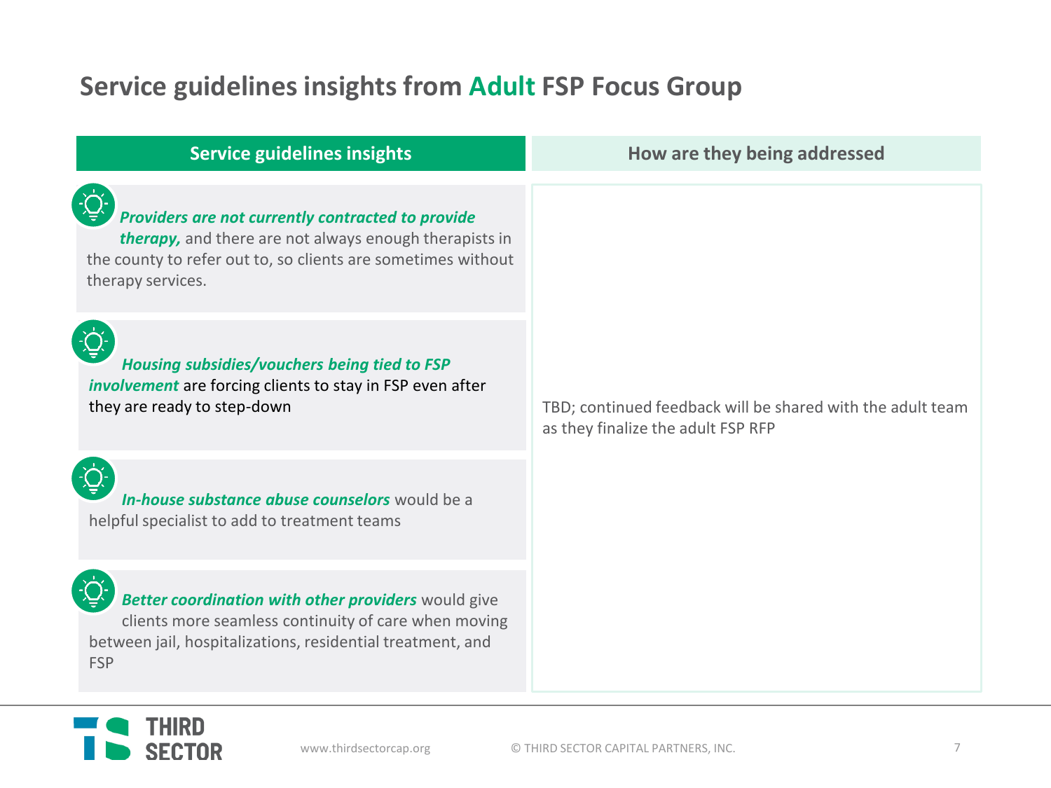# Service guidelines insights from Adult FSP Focus Group

| Service guidelines insights | How are they being addressed |
|---|---|
| ***Providers are not currently contracted to provide therapy,*** and there are not always enough therapists in the county to refer out to, so clients are sometimes without therapy services. | TBD; continued feedback will be shared with the adult team as they finalize the adult FSP RFP |
| ***Housing subsidies/vouchers being tied to FSP involvement*** are forcing clients to stay in FSP even after they are ready to step-down | |
| ***In-house substance abuse counselors*** would be a helpful specialist to add to treatment teams | |
| ***Better coordination with other providers*** would give clients more seamless continuity of care when moving between jail, hospitalizations, residential treatment, and FSP | |

THIRD SECTOR

www.thirdsectorcap.org

© THIRD SECTOR CAPITAL PARTNERS, INC.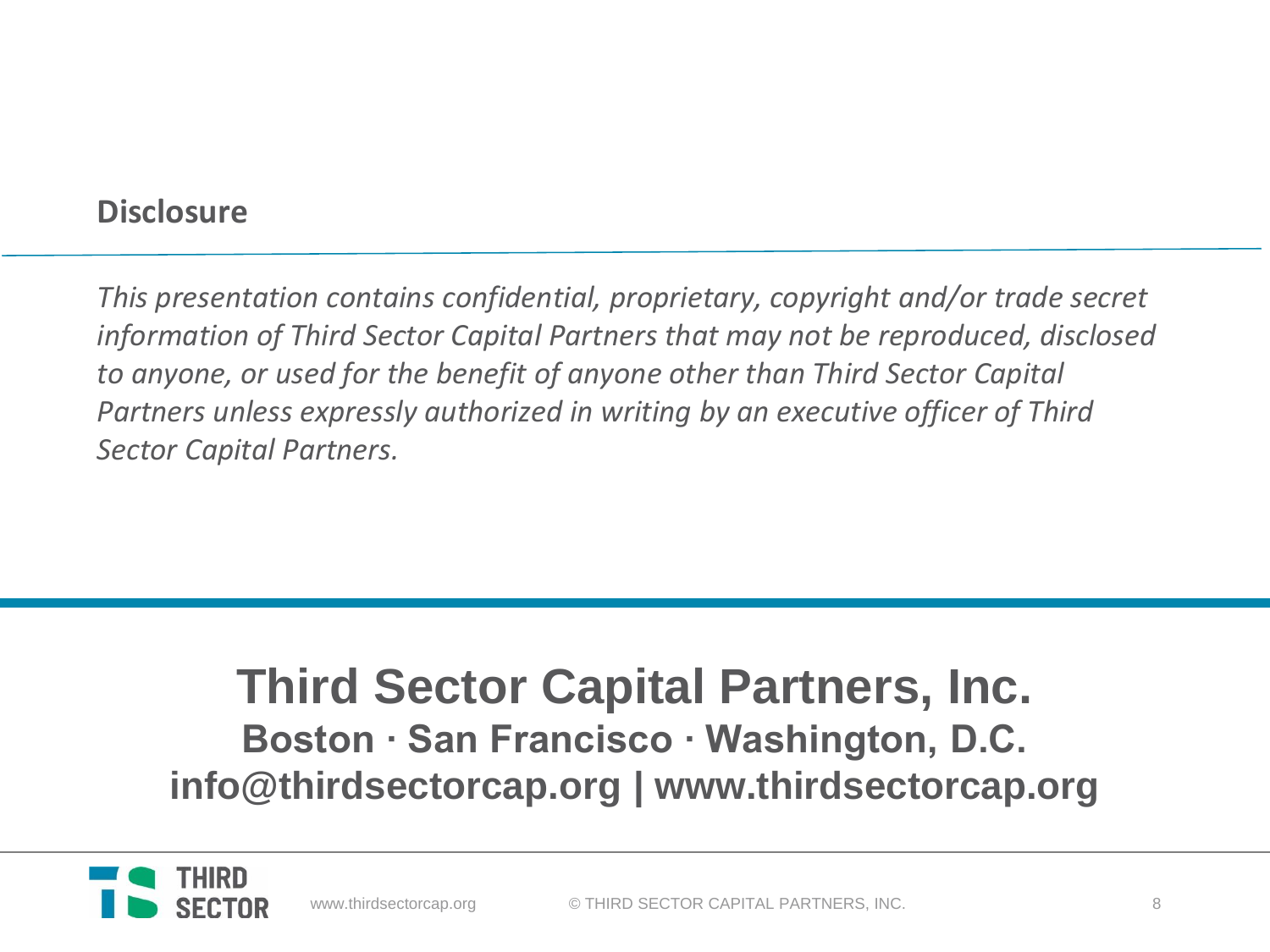## Disclosure

*This presentation contains confidential, proprietary, copyright and/or trade secret information of Third Sector Capital Partners that may not be reproduced, disclosed to anyone, or used for the benefit of anyone other than Third Sector Capital Partners unless expressly authorized in writing by an executive officer of Third Sector Capital Partners.*

# Third Sector Capital Partners, Inc.

**Boston · San Francisco · Washington, D.C.**

**info@thirdsectorcap.org | www.thirdsectorcap.org**